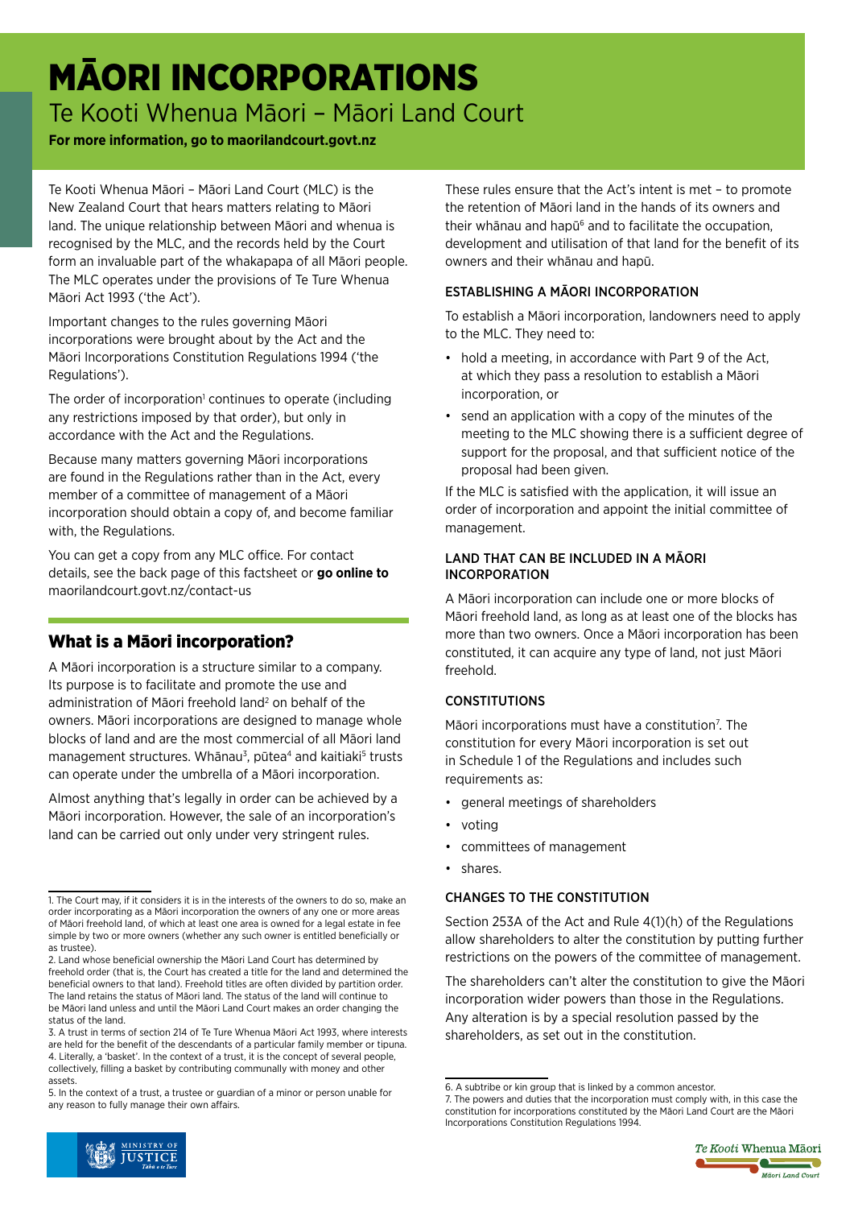# MĀORI INCORPORATIONS

## Te Kooti Whenua Māori – Māori Land Court

**For more information, go to maorilandcourt.govt.nz**

Te Kooti Whenua Māori – Māori Land Court (MLC) is the New Zealand Court that hears matters relating to Māori land. The unique relationship between Māori and whenua is recognised by the MLC, and the records held by the Court form an invaluable part of the whakapapa of all Māori people. The MLC operates under the provisions of Te Ture Whenua Māori Act 1993 ('the Act').

Important changes to the rules governing Māori incorporations were brought about by the Act and the Māori Incorporations Constitution Regulations 1994 ('the Regulations').

The order of incorporation[1] continues to operate (including any restrictions imposed by that order), but only in accordance with the Act and the Regulations.

Because many matters governing Māori incorporations are found in the Regulations rather than in the Act, every member of a committee of management of a Māori incorporation should obtain a copy of, and become familiar with, the Regulations.

You can get a copy from any MLC office. For contact details, see the back page of this factsheet or **go online to** maorilandcourt.govt.nz/contact-us

## What is a Māori incorporation?

A Māori incorporation is a structure similar to a company. Its purpose is to facilitate and promote the use and administration of Māori freehold land[2] on behalf of the owners. Māori incorporations are designed to manage whole blocks of land and are the most commercial of all Māori land management structures. Whānau[3], pūtea[4] and kaitiaki[5] trusts can operate under the umbrella of a Māori incorporation.

Almost anything that's legally in order can be achieved by a Māori incorporation. However, the sale of an incorporation's land can be carried out only under very stringent rules.

These rules ensure that the Act's intent is met – to promote the retention of Māori land in the hands of its owners and their whānau and hapū[6] and to facilitate the occupation, development and utilisation of that land for the benefit of its owners and their whānau and hapū.

### ESTABLISHING A MĀORI INCORPORATION

To establish a Māori incorporation, landowners need to apply to the MLC. They need to:

- hold a meeting, in accordance with Part 9 of the Act, at which they pass a resolution to establish a Māori incorporation, or
- send an application with a copy of the minutes of the meeting to the MLC showing there is a sufficient degree of support for the proposal, and that sufficient notice of the proposal had been given.

If the MLC is satisfied with the application, it will issue an order of incorporation and appoint the initial committee of management.

### LAND THAT CAN BE INCLUDED IN A MĀORI INCORPORATION

A Māori incorporation can include one or more blocks of Māori freehold land, as long as at least one of the blocks has more than two owners. Once a Māori incorporation has been constituted, it can acquire any type of land, not just Māori freehold.

### CONSTITUTIONS

Māori incorporations must have a constitution[7]. The constitution for every Māori incorporation is set out in Schedule 1 of the Regulations and includes such requirements as:

- general meetings of shareholders
- voting
- committees of management
- shares.

### CHANGES TO THE CONSTITUTION

Section 253A of the Act and Rule 4(1)(h) of the Regulations allow shareholders to alter the constitution by putting further restrictions on the powers of the committee of management.

The shareholders can't alter the constitution to give the Māori incorporation wider powers than those in the Regulations. Any alteration is by a special resolution passed by the shareholders, as set out in the constitution.

---

1. The Court may, if it considers it is in the interests of the owners to do so, make an order incorporating as a Māori incorporation the owners of any one or more areas of Māori freehold land, of which at least one area is owned for a legal estate in fee simple by two or more owners (whether any such owner is entitled beneficially or as trustee).
2. Land whose beneficial ownership the Māori Land Court has determined by freehold order (that is, the Court has created a title for the land and determined the beneficial owners to that land). Freehold titles are often divided by partition order. The land retains the status of Māori land. The status of the land will continue to be Māori land unless and until the Māori Land Court makes an order changing the status of the land.
3. A trust in terms of section 214 of Te Ture Whenua Māori Act 1993, where interests are held for the benefit of the descendants of a particular family member or tipuna.
4. Literally, a 'basket'. In the context of a trust, it is the concept of several people, collectively, filling a basket by contributing communally with money and other assets.
5. In the context of a trust, a trustee or guardian of a minor or person unable for any reason to fully manage their own affairs.
6. A subtribe or kin group that is linked by a common ancestor.
7. The powers and duties that the incorporation must comply with, in this case the constitution for incorporations constituted by the Māori Land Court are the Māori Incorporations Constitution Regulations 1994.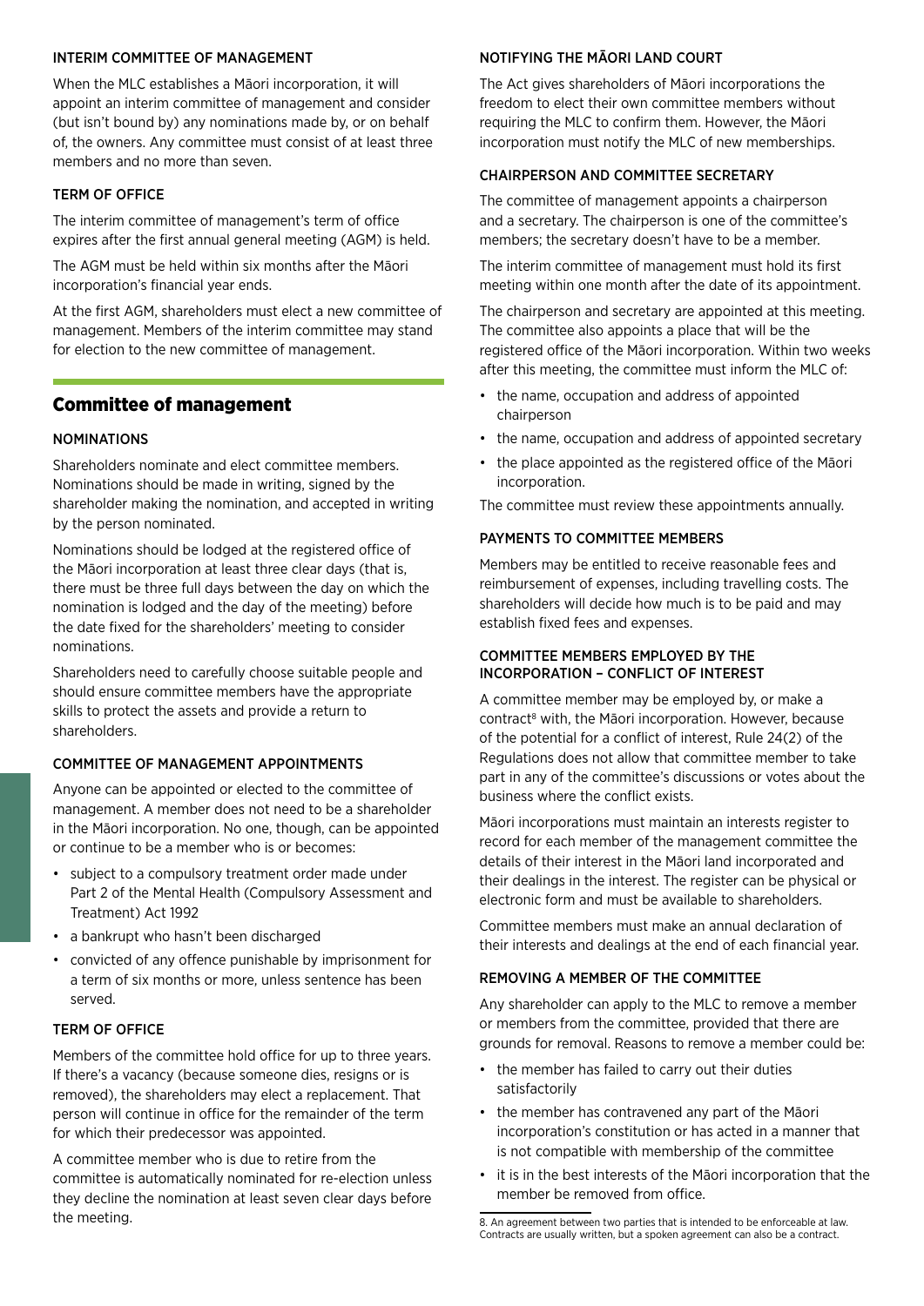### INTERIM COMMITTEE OF MANAGEMENT

When the MLC establishes a Māori incorporation, it will appoint an interim committee of management and consider (but isn't bound by) any nominations made by, or on behalf of, the owners. Any committee must consist of at least three members and no more than seven.

### TERM OF OFFICE

The interim committee of management's term of office expires after the first annual general meeting (AGM) is held.

The AGM must be held within six months after the Māori incorporation's financial year ends.

At the first AGM, shareholders must elect a new committee of management. Members of the interim committee may stand for election to the new committee of management.

## Committee of management

### NOMINATIONS

Shareholders nominate and elect committee members. Nominations should be made in writing, signed by the shareholder making the nomination, and accepted in writing by the person nominated.

Nominations should be lodged at the registered office of the Māori incorporation at least three clear days (that is, there must be three full days between the day on which the nomination is lodged and the day of the meeting) before the date fixed for the shareholders' meeting to consider nominations.

Shareholders need to carefully choose suitable people and should ensure committee members have the appropriate skills to protect the assets and provide a return to shareholders.

### COMMITTEE OF MANAGEMENT APPOINTMENTS

Anyone can be appointed or elected to the committee of management. A member does not need to be a shareholder in the Māori incorporation. No one, though, can be appointed or continue to be a member who is or becomes:

- subject to a compulsory treatment order made under Part 2 of the Mental Health (Compulsory Assessment and Treatment) Act 1992
- a bankrupt who hasn't been discharged
- convicted of any offence punishable by imprisonment for a term of six months or more, unless sentence has been served.

### TERM OF OFFICE

Members of the committee hold office for up to three years. If there's a vacancy (because someone dies, resigns or is removed), the shareholders may elect a replacement. That person will continue in office for the remainder of the term for which their predecessor was appointed.

A committee member who is due to retire from the committee is automatically nominated for re-election unless they decline the nomination at least seven clear days before the meeting.

### NOTIFYING THE MĀORI LAND COURT

The Act gives shareholders of Māori incorporations the freedom to elect their own committee members without requiring the MLC to confirm them. However, the Māori incorporation must notify the MLC of new memberships.

### CHAIRPERSON AND COMMITTEE SECRETARY

The committee of management appoints a chairperson and a secretary. The chairperson is one of the committee's members; the secretary doesn't have to be a member.

The interim committee of management must hold its first meeting within one month after the date of its appointment.

The chairperson and secretary are appointed at this meeting. The committee also appoints a place that will be the registered office of the Māori incorporation. Within two weeks after this meeting, the committee must inform the MLC of:

- the name, occupation and address of appointed chairperson
- the name, occupation and address of appointed secretary
- the place appointed as the registered office of the Māori incorporation.

The committee must review these appointments annually.

### PAYMENTS TO COMMITTEE MEMBERS

Members may be entitled to receive reasonable fees and reimbursement of expenses, including travelling costs. The shareholders will decide how much is to be paid and may establish fixed fees and expenses.

### COMMITTEE MEMBERS EMPLOYED BY THE INCORPORATION – CONFLICT OF INTEREST

A committee member may be employed by, or make a contract[8] with, the Māori incorporation. However, because of the potential for a conflict of interest, Rule 24(2) of the Regulations does not allow that committee member to take part in any of the committee's discussions or votes about the business where the conflict exists.

Māori incorporations must maintain an interests register to record for each member of the management committee the details of their interest in the Māori land incorporated and their dealings in the interest. The register can be physical or electronic form and must be available to shareholders.

Committee members must make an annual declaration of their interests and dealings at the end of each financial year.

### REMOVING A MEMBER OF THE COMMITTEE

Any shareholder can apply to the MLC to remove a member or members from the committee, provided that there are grounds for removal. Reasons to remove a member could be:

- the member has failed to carry out their duties satisfactorily
- the member has contravened any part of the Māori incorporation's constitution or has acted in a manner that is not compatible with membership of the committee
- it is in the best interests of the Māori incorporation that the member be removed from office.

8. An agreement between two parties that is intended to be enforceable at law. Contracts are usually written, but a spoken agreement can also be a contract.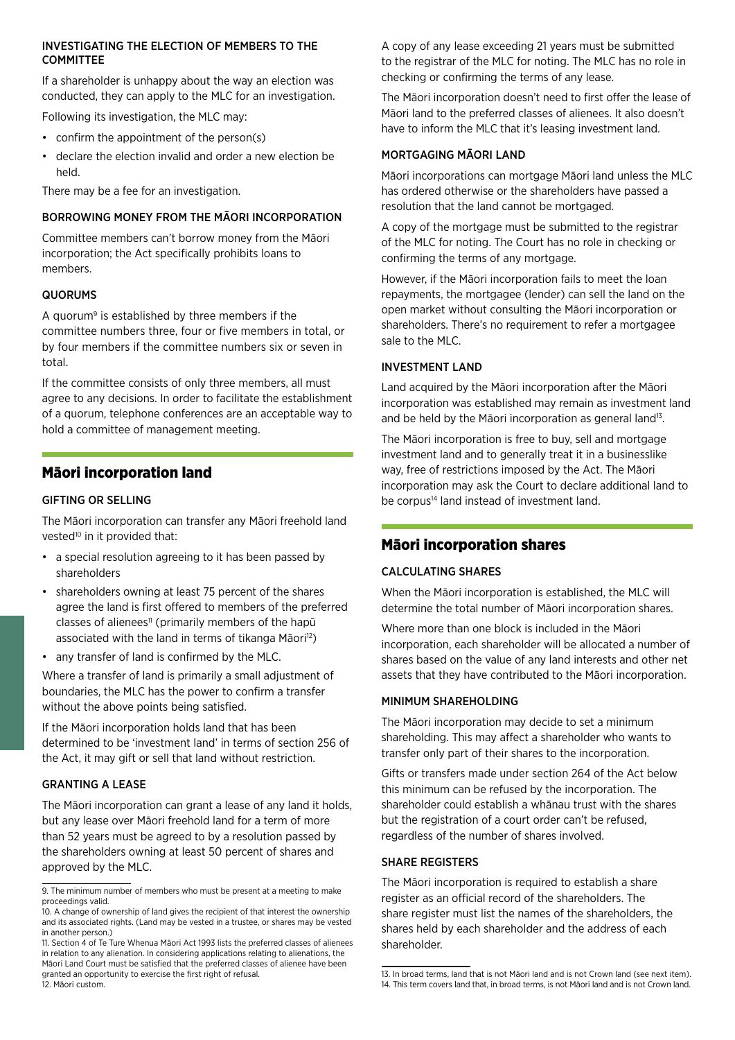#### INVESTIGATING THE ELECTION OF MEMBERS TO THE COMMITTEE

If a shareholder is unhappy about the way an election was conducted, they can apply to the MLC for an investigation.

Following its investigation, the MLC may:

- confirm the appointment of the person(s)
- declare the election invalid and order a new election be held.

There may be a fee for an investigation.

#### BORROWING MONEY FROM THE MĀORI INCORPORATION

Committee members can't borrow money from the Māori incorporation; the Act specifically prohibits loans to members.

#### QUORUMS

A quorum[9] is established by three members if the committee numbers three, four or five members in total, or by four members if the committee numbers six or seven in total.

If the committee consists of only three members, all must agree to any decisions. In order to facilitate the establishment of a quorum, telephone conferences are an acceptable way to hold a committee of management meeting.

## Māori incorporation land

#### GIFTING OR SELLING

The Māori incorporation can transfer any Māori freehold land vested[10] in it provided that:

- a special resolution agreeing to it has been passed by shareholders
- shareholders owning at least 75 percent of the shares agree the land is first offered to members of the preferred classes of alienees[11] (primarily members of the hapū associated with the land in terms of tikanga Māori[12])
- any transfer of land is confirmed by the MLC.

Where a transfer of land is primarily a small adjustment of boundaries, the MLC has the power to confirm a transfer without the above points being satisfied.

If the Māori incorporation holds land that has been determined to be 'investment land' in terms of section 256 of the Act, it may gift or sell that land without restriction.

#### GRANTING A LEASE

The Māori incorporation can grant a lease of any land it holds, but any lease over Māori freehold land for a term of more than 52 years must be agreed to by a resolution passed by the shareholders owning at least 50 percent of shares and approved by the MLC.

A copy of any lease exceeding 21 years must be submitted to the registrar of the MLC for noting. The MLC has no role in checking or confirming the terms of any lease.

The Māori incorporation doesn't need to first offer the lease of Māori land to the preferred classes of alienees. It also doesn't have to inform the MLC that it's leasing investment land.

#### MORTGAGING MĀORI LAND

Māori incorporations can mortgage Māori land unless the MLC has ordered otherwise or the shareholders have passed a resolution that the land cannot be mortgaged.

A copy of the mortgage must be submitted to the registrar of the MLC for noting. The Court has no role in checking or confirming the terms of any mortgage.

However, if the Māori incorporation fails to meet the loan repayments, the mortgagee (lender) can sell the land on the open market without consulting the Māori incorporation or shareholders. There's no requirement to refer a mortgagee sale to the MLC.

#### INVESTMENT LAND

Land acquired by the Māori incorporation after the Māori incorporation was established may remain as investment land and be held by the Māori incorporation as general land[13].

The Māori incorporation is free to buy, sell and mortgage investment land and to generally treat it in a businesslike way, free of restrictions imposed by the Act. The Māori incorporation may ask the Court to declare additional land to be corpus[14] land instead of investment land.

## Māori incorporation shares

#### CALCULATING SHARES

When the Māori incorporation is established, the MLC will determine the total number of Māori incorporation shares.

Where more than one block is included in the Māori incorporation, each shareholder will be allocated a number of shares based on the value of any land interests and other net assets that they have contributed to the Māori incorporation.

#### MINIMUM SHAREHOLDING

The Māori incorporation may decide to set a minimum shareholding. This may affect a shareholder who wants to transfer only part of their shares to the incorporation.

Gifts or transfers made under section 264 of the Act below this minimum can be refused by the incorporation. The shareholder could establish a whānau trust with the shares but the registration of a court order can't be refused, regardless of the number of shares involved.

#### SHARE REGISTERS

The Māori incorporation is required to establish a share register as an official record of the shareholders. The share register must list the names of the shareholders, the shares held by each shareholder and the address of each shareholder.

---

9. The minimum number of members who must be present at a meeting to make proceedings valid.

10. A change of ownership of land gives the recipient of that interest the ownership and its associated rights. (Land may be vested in a trustee, or shares may be vested in another person.)

11. Section 4 of Te Ture Whenua Māori Act 1993 lists the preferred classes of alienees in relation to any alienation. In considering applications relating to alienations, the Māori Land Court must be satisfied that the preferred classes of alienee have been granted an opportunity to exercise the first right of refusal.

12. Māori custom.

13. In broad terms, land that is not Māori land and is not Crown land (see next item).

14. This term covers land that, in broad terms, is not Māori land and is not Crown land.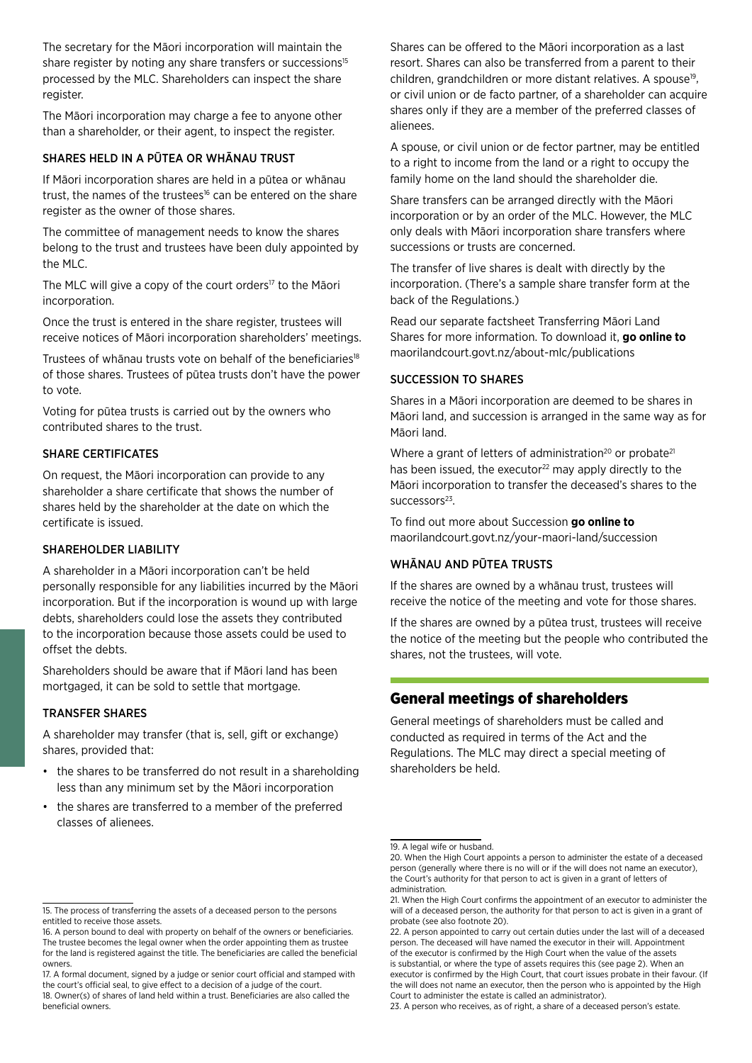The secretary for the Māori incorporation will maintain the share register by noting any share transfers or successions[15] processed by the MLC. Shareholders can inspect the share register.

The Māori incorporation may charge a fee to anyone other than a shareholder, or their agent, to inspect the register.

### SHARES HELD IN A PŪTEA OR WHĀNAU TRUST

If Māori incorporation shares are held in a pūtea or whānau trust, the names of the trustees[16] can be entered on the share register as the owner of those shares.

The committee of management needs to know the shares belong to the trust and trustees have been duly appointed by the MLC.

The MLC will give a copy of the court orders[17] to the Māori incorporation.

Once the trust is entered in the share register, trustees will receive notices of Māori incorporation shareholders' meetings.

Trustees of whānau trusts vote on behalf of the beneficiaries[18] of those shares. Trustees of pūtea trusts don't have the power to vote.

Voting for pūtea trusts is carried out by the owners who contributed shares to the trust.

### SHARE CERTIFICATES

On request, the Māori incorporation can provide to any shareholder a share certificate that shows the number of shares held by the shareholder at the date on which the certificate is issued.

### SHAREHOLDER LIABILITY

A shareholder in a Māori incorporation can't be held personally responsible for any liabilities incurred by the Māori incorporation. But if the incorporation is wound up with large debts, shareholders could lose the assets they contributed to the incorporation because those assets could be used to offset the debts.

Shareholders should be aware that if Māori land has been mortgaged, it can be sold to settle that mortgage.

### TRANSFER SHARES

A shareholder may transfer (that is, sell, gift or exchange) shares, provided that:

- the shares to be transferred do not result in a shareholding less than any minimum set by the Māori incorporation
- the shares are transferred to a member of the preferred classes of alienees.

Shares can be offered to the Māori incorporation as a last resort. Shares can also be transferred from a parent to their children, grandchildren or more distant relatives. A spouse[19], or civil union or de facto partner, of a shareholder can acquire shares only if they are a member of the preferred classes of alienees.

A spouse, or civil union or de fector partner, may be entitled to a right to income from the land or a right to occupy the family home on the land should the shareholder die.

Share transfers can be arranged directly with the Māori incorporation or by an order of the MLC. However, the MLC only deals with Māori incorporation share transfers where successions or trusts are concerned.

The transfer of live shares is dealt with directly by the incorporation. (There's a sample share transfer form at the back of the Regulations.)

Read our separate factsheet Transferring Māori Land Shares for more information. To download it, **go online to** maorilandcourt.govt.nz/about-mlc/publications

### SUCCESSION TO SHARES

Shares in a Māori incorporation are deemed to be shares in Māori land, and succession is arranged in the same way as for Māori land.

Where a grant of letters of administration[20] or probate[21] has been issued, the executor[22] may apply directly to the Māori incorporation to transfer the deceased's shares to the successors[23].

To find out more about Succession **go online to** maorilandcourt.govt.nz/your-maori-land/succession

### WHĀNAU AND PŪTEA TRUSTS

If the shares are owned by a whānau trust, trustees will receive the notice of the meeting and vote for those shares.

If the shares are owned by a pūtea trust, trustees will receive the notice of the meeting but the people who contributed the shares, not the trustees, will vote.

## General meetings of shareholders

General meetings of shareholders must be called and conducted as required in terms of the Act and the Regulations. The MLC may direct a special meeting of shareholders be held.

---

15. The process of transferring the assets of a deceased person to the persons entitled to receive those assets.

16. A person bound to deal with property on behalf of the owners or beneficiaries. The trustee becomes the legal owner when the order appointing them as trustee for the land is registered against the title. The beneficiaries are called the beneficial owners.

17. A formal document, signed by a judge or senior court official and stamped with the court's official seal, to give effect to a decision of a judge of the court.

18. Owner(s) of shares of land held within a trust. Beneficiaries are also called the beneficial owners.

19. A legal wife or husband.

20. When the High Court appoints a person to administer the estate of a deceased person (generally where there is no will or if the will does not name an executor), the Court's authority for that person to act is given in a grant of letters of administration.

21. When the High Court confirms the appointment of an executor to administer the will of a deceased person, the authority for that person to act is given in a grant of probate (see also footnote 20).

22. A person appointed to carry out certain duties under the last will of a deceased person. The deceased will have named the executor in their will. Appointment of the executor is confirmed by the High Court when the value of the assets is substantial, or where the type of assets requires this (see page 2). When an executor is confirmed by the High Court, that court issues probate in their favour. (If the will does not name an executor, then the person who is appointed by the High Court to administer the estate is called an administrator).

23. A person who receives, as of right, a share of a deceased person's estate.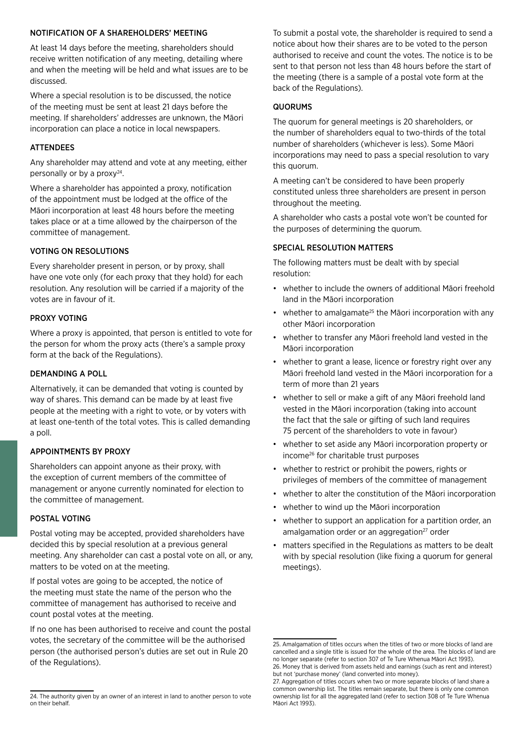### NOTIFICATION OF A SHAREHOLDERS' MEETING

At least 14 days before the meeting, shareholders should receive written notification of any meeting, detailing where and when the meeting will be held and what issues are to be discussed.

Where a special resolution is to be discussed, the notice of the meeting must be sent at least 21 days before the meeting. If shareholders' addresses are unknown, the Māori incorporation can place a notice in local newspapers.

### ATTENDEES

Any shareholder may attend and vote at any meeting, either personally or by a proxy[24].

Where a shareholder has appointed a proxy, notification of the appointment must be lodged at the office of the Māori incorporation at least 48 hours before the meeting takes place or at a time allowed by the chairperson of the committee of management.

### VOTING ON RESOLUTIONS

Every shareholder present in person, or by proxy, shall have one vote only (for each proxy that they hold) for each resolution. Any resolution will be carried if a majority of the votes are in favour of it.

### PROXY VOTING

Where a proxy is appointed, that person is entitled to vote for the person for whom the proxy acts (there's a sample proxy form at the back of the Regulations).

### DEMANDING A POLL

Alternatively, it can be demanded that voting is counted by way of shares. This demand can be made by at least five people at the meeting with a right to vote, or by voters with at least one-tenth of the total votes. This is called demanding a poll.

### APPOINTMENTS BY PROXY

Shareholders can appoint anyone as their proxy, with the exception of current members of the committee of management or anyone currently nominated for election to the committee of management.

### POSTAL VOTING

Postal voting may be accepted, provided shareholders have decided this by special resolution at a previous general meeting. Any shareholder can cast a postal vote on all, or any, matters to be voted on at the meeting.

If postal votes are going to be accepted, the notice of the meeting must state the name of the person who the committee of management has authorised to receive and count postal votes at the meeting.

If no one has been authorised to receive and count the postal votes, the secretary of the committee will be the authorised person (the authorised person's duties are set out in Rule 20 of the Regulations).

To submit a postal vote, the shareholder is required to send a notice about how their shares are to be voted to the person authorised to receive and count the votes. The notice is to be sent to that person not less than 48 hours before the start of the meeting (there is a sample of a postal vote form at the back of the Regulations).

### QUORUMS

The quorum for general meetings is 20 shareholders, or the number of shareholders equal to two-thirds of the total number of shareholders (whichever is less). Some Māori incorporations may need to pass a special resolution to vary this quorum.

A meeting can't be considered to have been properly constituted unless three shareholders are present in person throughout the meeting.

A shareholder who casts a postal vote won't be counted for the purposes of determining the quorum.

### SPECIAL RESOLUTION MATTERS

The following matters must be dealt with by special resolution:

- whether to include the owners of additional Māori freehold land in the Māori incorporation
- whether to amalgamate[25] the Māori incorporation with any other Māori incorporation
- whether to transfer any Māori freehold land vested in the Māori incorporation
- whether to grant a lease, licence or forestry right over any Māori freehold land vested in the Māori incorporation for a term of more than 21 years
- whether to sell or make a gift of any Māori freehold land vested in the Māori incorporation (taking into account the fact that the sale or gifting of such land requires 75 percent of the shareholders to vote in favour)
- whether to set aside any Māori incorporation property or income[26] for charitable trust purposes
- whether to restrict or prohibit the powers, rights or privileges of members of the committee of management
- whether to alter the constitution of the Māori incorporation
- whether to wind up the Māori incorporation
- whether to support an application for a partition order, an amalgamation order or an aggregation[27] order
- matters specified in the Regulations as matters to be dealt with by special resolution (like fixing a quorum for general meetings).

---

24. The authority given by an owner of an interest in land to another person to vote on their behalf.

25. Amalgamation of titles occurs when the titles of two or more blocks of land are cancelled and a single title is issued for the whole of the area. The blocks of land are no longer separate (refer to section 307 of Te Ture Whenua Māori Act 1993).

26. Money that is derived from assets held and earnings (such as rent and interest) but not 'purchase money' (land converted into money).

27. Aggregation of titles occurs when two or more separate blocks of land share a common ownership list. The titles remain separate, but there is only one common ownership list for all the aggregated land (refer to section 308 of Te Ture Whenua Māori Act 1993).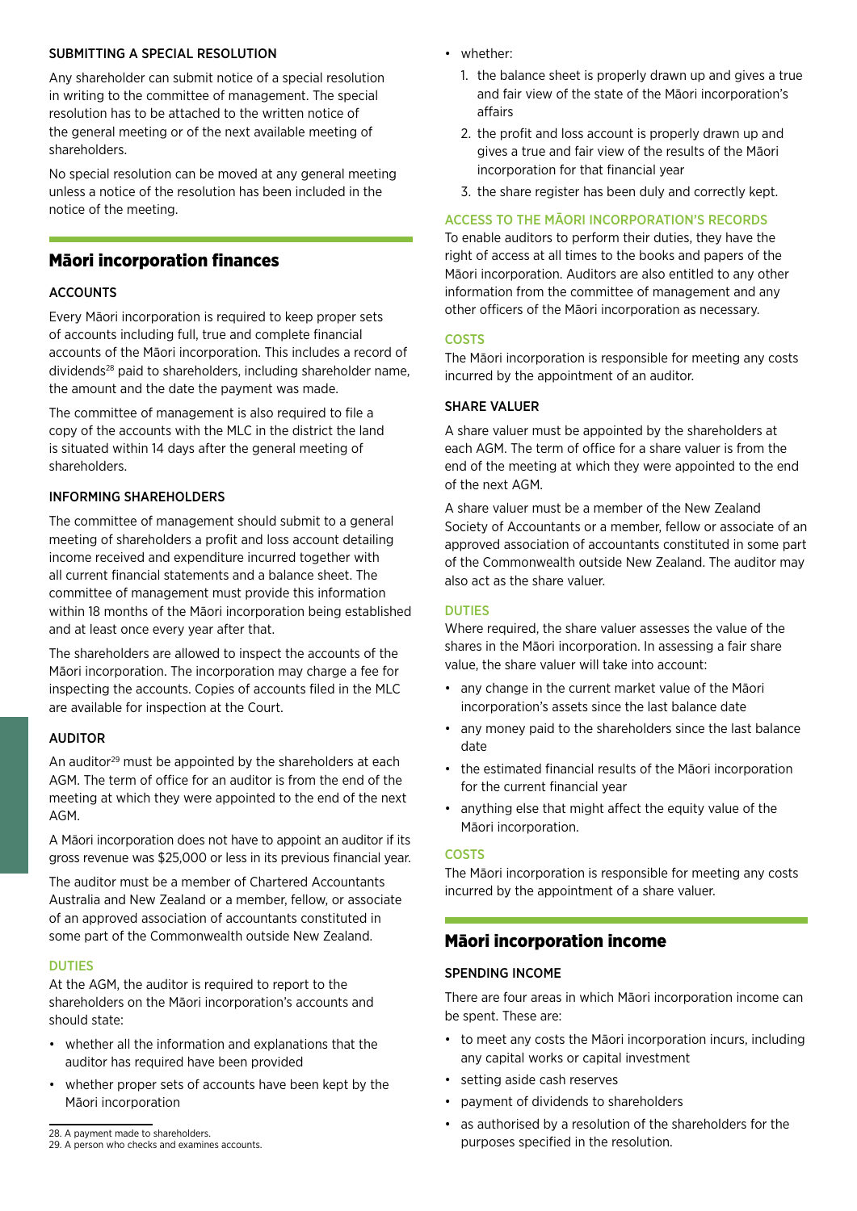### SUBMITTING A SPECIAL RESOLUTION

Any shareholder can submit notice of a special resolution in writing to the committee of management. The special resolution has to be attached to the written notice of the general meeting or of the next available meeting of shareholders.

No special resolution can be moved at any general meeting unless a notice of the resolution has been included in the notice of the meeting.

## Māori incorporation finances

### ACCOUNTS

Every Māori incorporation is required to keep proper sets of accounts including full, true and complete financial accounts of the Māori incorporation. This includes a record of dividends[28] paid to shareholders, including shareholder name, the amount and the date the payment was made.

The committee of management is also required to file a copy of the accounts with the MLC in the district the land is situated within 14 days after the general meeting of shareholders.

### INFORMING SHAREHOLDERS

The committee of management should submit to a general meeting of shareholders a profit and loss account detailing income received and expenditure incurred together with all current financial statements and a balance sheet. The committee of management must provide this information within 18 months of the Māori incorporation being established and at least once every year after that.

The shareholders are allowed to inspect the accounts of the Māori incorporation. The incorporation may charge a fee for inspecting the accounts. Copies of accounts filed in the MLC are available for inspection at the Court.

### AUDITOR

An auditor[29] must be appointed by the shareholders at each AGM. The term of office for an auditor is from the end of the meeting at which they were appointed to the end of the next AGM.

A Māori incorporation does not have to appoint an auditor if its gross revenue was $25,000 or less in its previous financial year.

The auditor must be a member of Chartered Accountants Australia and New Zealand or a member, fellow, or associate of an approved association of accountants constituted in some part of the Commonwealth outside New Zealand.

#### DUTIES

At the AGM, the auditor is required to report to the shareholders on the Māori incorporation's accounts and should state:

- whether all the information and explanations that the auditor has required have been provided
- whether proper sets of accounts have been kept by the Māori incorporation
- whether:
  1. the balance sheet is properly drawn up and gives a true and fair view of the state of the Māori incorporation's affairs
  2. the profit and loss account is properly drawn up and gives a true and fair view of the results of the Māori incorporation for that financial year
  3. the share register has been duly and correctly kept.

#### ACCESS TO THE MĀORI INCORPORATION'S RECORDS

To enable auditors to perform their duties, they have the right of access at all times to the books and papers of the Māori incorporation. Auditors are also entitled to any other information from the committee of management and any other officers of the Māori incorporation as necessary.

#### COSTS

The Māori incorporation is responsible for meeting any costs incurred by the appointment of an auditor.

### SHARE VALUER

A share valuer must be appointed by the shareholders at each AGM. The term of office for a share valuer is from the end of the meeting at which they were appointed to the end of the next AGM.

A share valuer must be a member of the New Zealand Society of Accountants or a member, fellow or associate of an approved association of accountants constituted in some part of the Commonwealth outside New Zealand. The auditor may also act as the share valuer.

#### DUTIES

Where required, the share valuer assesses the value of the shares in the Māori incorporation. In assessing a fair share value, the share valuer will take into account:

- any change in the current market value of the Māori incorporation's assets since the last balance date
- any money paid to the shareholders since the last balance date
- the estimated financial results of the Māori incorporation for the current financial year
- anything else that might affect the equity value of the Māori incorporation.

#### COSTS

The Māori incorporation is responsible for meeting any costs incurred by the appointment of a share valuer.

## Māori incorporation income

### SPENDING INCOME

There are four areas in which Māori incorporation income can be spent. These are:

- to meet any costs the Māori incorporation incurs, including any capital works or capital investment
- setting aside cash reserves
- payment of dividends to shareholders
- as authorised by a resolution of the shareholders for the purposes specified in the resolution.

---

28. A payment made to shareholders.
29. A person who checks and examines accounts.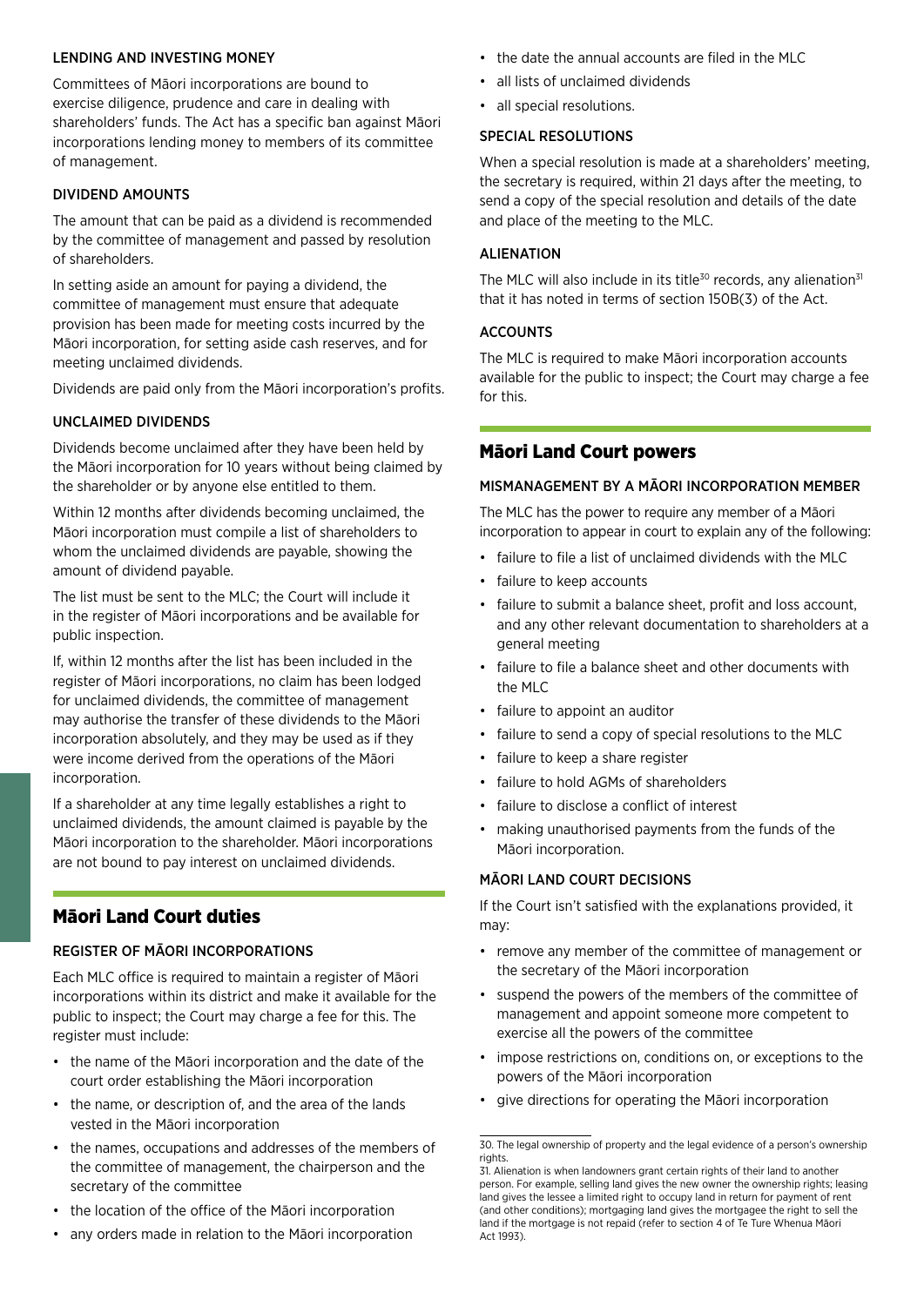### LENDING AND INVESTING MONEY

Committees of Māori incorporations are bound to exercise diligence, prudence and care in dealing with shareholders' funds. The Act has a specific ban against Māori incorporations lending money to members of its committee of management.

### DIVIDEND AMOUNTS

The amount that can be paid as a dividend is recommended by the committee of management and passed by resolution of shareholders.

In setting aside an amount for paying a dividend, the committee of management must ensure that adequate provision has been made for meeting costs incurred by the Māori incorporation, for setting aside cash reserves, and for meeting unclaimed dividends.

Dividends are paid only from the Māori incorporation's profits.

### UNCLAIMED DIVIDENDS

Dividends become unclaimed after they have been held by the Māori incorporation for 10 years without being claimed by the shareholder or by anyone else entitled to them.

Within 12 months after dividends becoming unclaimed, the Māori incorporation must compile a list of shareholders to whom the unclaimed dividends are payable, showing the amount of dividend payable.

The list must be sent to the MLC; the Court will include it in the register of Māori incorporations and be available for public inspection.

If, within 12 months after the list has been included in the register of Māori incorporations, no claim has been lodged for unclaimed dividends, the committee of management may authorise the transfer of these dividends to the Māori incorporation absolutely, and they may be used as if they were income derived from the operations of the Māori incorporation.

If a shareholder at any time legally establishes a right to unclaimed dividends, the amount claimed is payable by the Māori incorporation to the shareholder. Māori incorporations are not bound to pay interest on unclaimed dividends.

## Māori Land Court duties

### REGISTER OF MĀORI INCORPORATIONS

Each MLC office is required to maintain a register of Māori incorporations within its district and make it available for the public to inspect; the Court may charge a fee for this. The register must include:

- the name of the Māori incorporation and the date of the court order establishing the Māori incorporation
- the name, or description of, and the area of the lands vested in the Māori incorporation
- the names, occupations and addresses of the members of the committee of management, the chairperson and the secretary of the committee
- the location of the office of the Māori incorporation
- any orders made in relation to the Māori incorporation
- the date the annual accounts are filed in the MLC
- all lists of unclaimed dividends
- all special resolutions.

### SPECIAL RESOLUTIONS

When a special resolution is made at a shareholders' meeting, the secretary is required, within 21 days after the meeting, to send a copy of the special resolution and details of the date and place of the meeting to the MLC.

### ALIENATION

The MLC will also include in its title[30] records, any alienation[31] that it has noted in terms of section 150B(3) of the Act.

### ACCOUNTS

The MLC is required to make Māori incorporation accounts available for the public to inspect; the Court may charge a fee for this.

## Māori Land Court powers

### MISMANAGEMENT BY A MĀORI INCORPORATION MEMBER

The MLC has the power to require any member of a Māori incorporation to appear in court to explain any of the following:

- failure to file a list of unclaimed dividends with the MLC
- failure to keep accounts
- failure to submit a balance sheet, profit and loss account, and any other relevant documentation to shareholders at a general meeting
- failure to file a balance sheet and other documents with the MLC
- failure to appoint an auditor
- failure to send a copy of special resolutions to the MLC
- failure to keep a share register
- failure to hold AGMs of shareholders
- failure to disclose a conflict of interest
- making unauthorised payments from the funds of the Māori incorporation.

### MĀORI LAND COURT DECISIONS

If the Court isn't satisfied with the explanations provided, it may:

- remove any member of the committee of management or the secretary of the Māori incorporation
- suspend the powers of the members of the committee of management and appoint someone more competent to exercise all the powers of the committee
- impose restrictions on, conditions on, or exceptions to the powers of the Māori incorporation
- give directions for operating the Māori incorporation

30. The legal ownership of property and the legal evidence of a person's ownership rights.

31. Alienation is when landowners grant certain rights of their land to another person. For example, selling land gives the new owner the ownership rights; leasing land gives the lessee a limited right to occupy land in return for payment of rent (and other conditions); mortgaging land gives the mortgagee the right to sell the land if the mortgage is not repaid (refer to section 4 of Te Ture Whenua Māori Act 1993).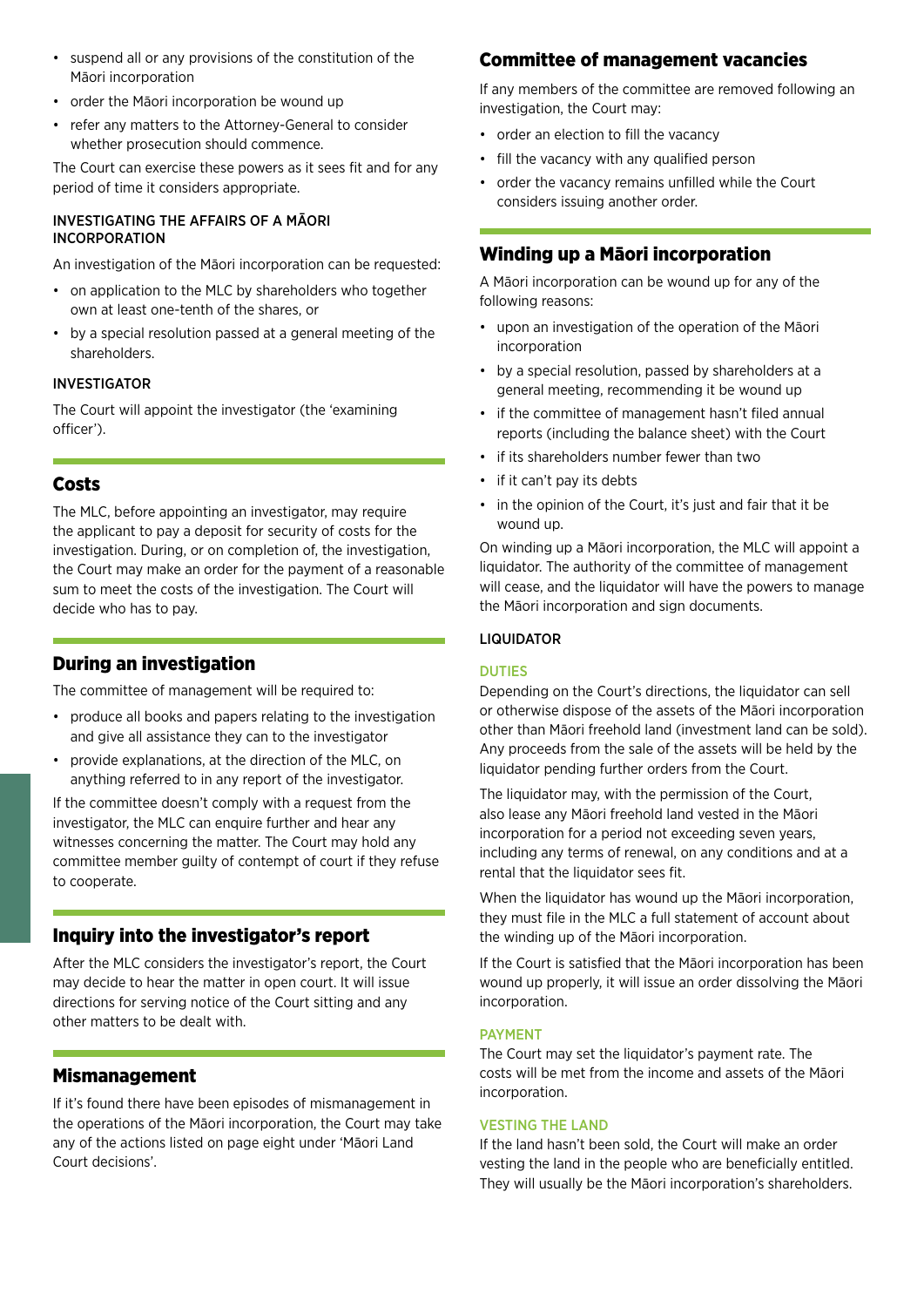- suspend all or any provisions of the constitution of the Māori incorporation
- order the Māori incorporation be wound up
- refer any matters to the Attorney-General to consider whether prosecution should commence.

The Court can exercise these powers as it sees fit and for any period of time it considers appropriate.

### INVESTIGATING THE AFFAIRS OF A MĀORI INCORPORATION

An investigation of the Māori incorporation can be requested:

- on application to the MLC by shareholders who together own at least one-tenth of the shares, or
- by a special resolution passed at a general meeting of the shareholders.

### INVESTIGATOR

The Court will appoint the investigator (the 'examining officer').

## Costs

The MLC, before appointing an investigator, may require the applicant to pay a deposit for security of costs for the investigation. During, or on completion of, the investigation, the Court may make an order for the payment of a reasonable sum to meet the costs of the investigation. The Court will decide who has to pay.

## During an investigation

The committee of management will be required to:

- produce all books and papers relating to the investigation and give all assistance they can to the investigator
- provide explanations, at the direction of the MLC, on anything referred to in any report of the investigator.

If the committee doesn't comply with a request from the investigator, the MLC can enquire further and hear any witnesses concerning the matter. The Court may hold any committee member guilty of contempt of court if they refuse to cooperate.

## Inquiry into the investigator's report

After the MLC considers the investigator's report, the Court may decide to hear the matter in open court. It will issue directions for serving notice of the Court sitting and any other matters to be dealt with.

## Mismanagement

If it's found there have been episodes of mismanagement in the operations of the Māori incorporation, the Court may take any of the actions listed on page eight under 'Māori Land Court decisions'.

## Committee of management vacancies

If any members of the committee are removed following an investigation, the Court may:

- order an election to fill the vacancy
- fill the vacancy with any qualified person
- order the vacancy remains unfilled while the Court considers issuing another order.

## Winding up a Māori incorporation

A Māori incorporation can be wound up for any of the following reasons:

- upon an investigation of the operation of the Māori incorporation
- by a special resolution, passed by shareholders at a general meeting, recommending it be wound up
- if the committee of management hasn't filed annual reports (including the balance sheet) with the Court
- if its shareholders number fewer than two
- if it can't pay its debts
- in the opinion of the Court, it's just and fair that it be wound up.

On winding up a Māori incorporation, the MLC will appoint a liquidator. The authority of the committee of management will cease, and the liquidator will have the powers to manage the Māori incorporation and sign documents.

### LIQUIDATOR

#### DUTIES

Depending on the Court's directions, the liquidator can sell or otherwise dispose of the assets of the Māori incorporation other than Māori freehold land (investment land can be sold). Any proceeds from the sale of the assets will be held by the liquidator pending further orders from the Court.

The liquidator may, with the permission of the Court, also lease any Māori freehold land vested in the Māori incorporation for a period not exceeding seven years, including any terms of renewal, on any conditions and at a rental that the liquidator sees fit.

When the liquidator has wound up the Māori incorporation, they must file in the MLC a full statement of account about the winding up of the Māori incorporation.

If the Court is satisfied that the Māori incorporation has been wound up properly, it will issue an order dissolving the Māori incorporation.

#### PAYMENT

The Court may set the liquidator's payment rate. The costs will be met from the income and assets of the Māori incorporation.

#### VESTING THE LAND

If the land hasn't been sold, the Court will make an order vesting the land in the people who are beneficially entitled. They will usually be the Māori incorporation's shareholders.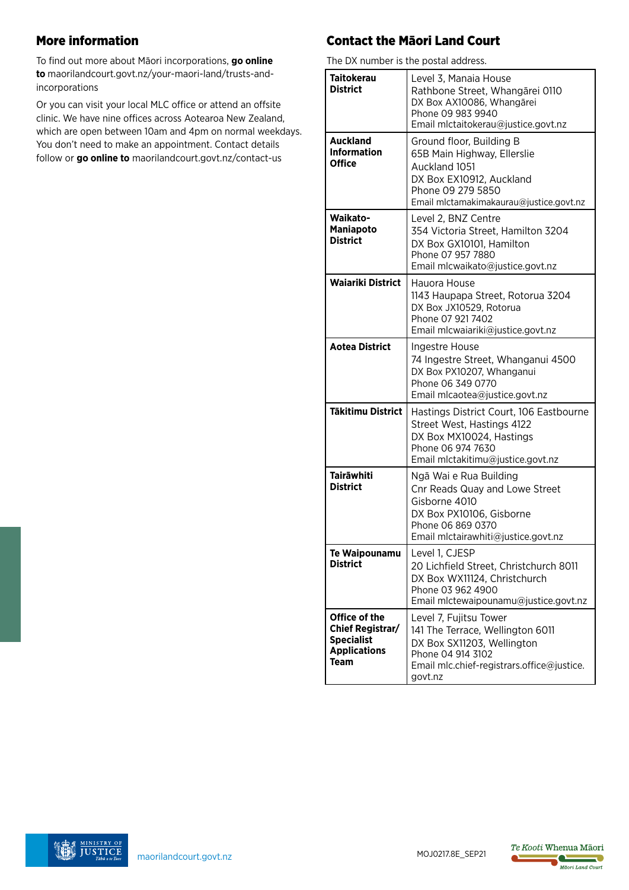## More information

To find out more about Māori incorporations, **go online to** maorilandcourt.govt.nz/your-maori-land/trusts-and-incorporations

Or you can visit your local MLC office or attend an offsite clinic. We have nine offices across Aotearoa New Zealand, which are open between 10am and 4pm on normal weekdays. You don't need to make an appointment. Contact details follow or **go online to** maorilandcourt.govt.nz/contact-us

## Contact the Māori Land Court

The DX number is the postal address.

| | |
|---|---|
| **Taitokerau District** | Level 3, Manaia House<br>Rathbone Street, Whangārei 0110<br>DX Box AX10086, Whangārei<br>Phone 09 983 9940<br>Email mlctaitokerau@justice.govt.nz |
| **Auckland Information Office** | Ground floor, Building B<br>65B Main Highway, Ellerslie<br>Auckland 1051<br>DX Box EX10912, Auckland<br>Phone 09 279 5850<br>Email mlctamakimakaurau@justice.govt.nz |
| **Waikato-Maniapoto District** | Level 2, BNZ Centre<br>354 Victoria Street, Hamilton 3204<br>DX Box GX10101, Hamilton<br>Phone 07 957 7880<br>Email mlcwaikato@justice.govt.nz |
| **Waiariki District** | Hauora House<br>1143 Haupapa Street, Rotorua 3204<br>DX Box JX10529, Rotorua<br>Phone 07 921 7402<br>Email mlcwaiariki@justice.govt.nz |
| **Aotea District** | Ingestre House<br>74 Ingestre Street, Whanganui 4500<br>DX Box PX10207, Whanganui<br>Phone 06 349 0770<br>Email mlcaotea@justice.govt.nz |
| **Tākitimu District** | Hastings District Court, 106 Eastbourne Street West, Hastings 4122<br>DX Box MX10024, Hastings<br>Phone 06 974 7630<br>Email mlctakitimu@justice.govt.nz |
| **Tairāwhiti District** | Ngā Wai e Rua Building<br>Cnr Reads Quay and Lowe Street<br>Gisborne 4010<br>DX Box PX10106, Gisborne<br>Phone 06 869 0370<br>Email mlctairawhiti@justice.govt.nz |
| **Te Waipounamu District** | Level 1, CJESP<br>20 Lichfield Street, Christchurch 8011<br>DX Box WX11124, Christchurch<br>Phone 03 962 4900<br>Email mlctewaipounamu@justice.govt.nz |
| **Office of the Chief Registrar/ Specialist Applications Team** | Level 7, Fujitsu Tower<br>141 The Terrace, Wellington 6011<br>DX Box SX11203, Wellington<br>Phone 04 914 3102<br>Email mlc.chief-registrars.office@justice.govt.nz |

maorilandcourt.govt.nz

MOJ0217.8E_SEP21